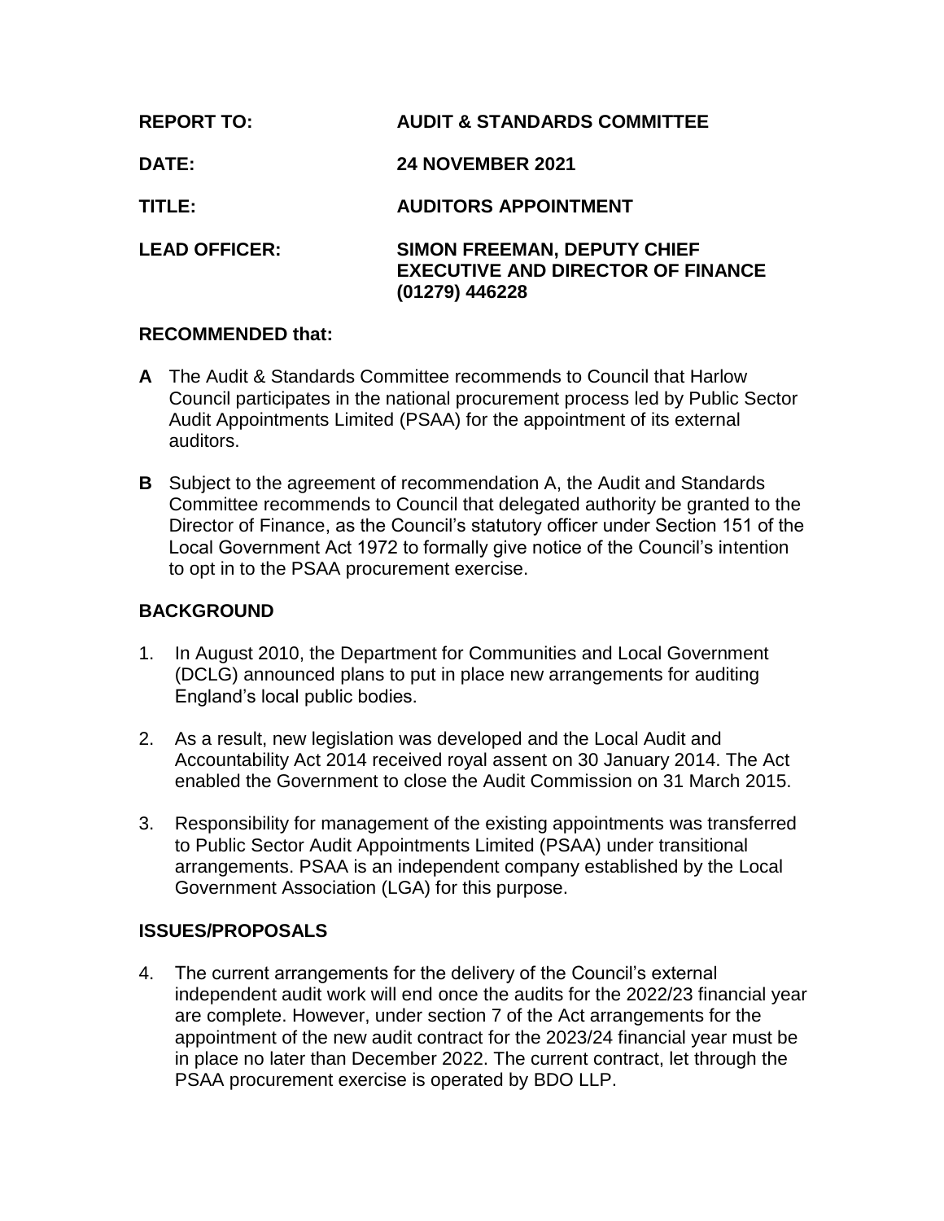**REPORT TO:** AUDIT & STANDARDS COMMITTEE

**DATE:** 24 NOVEMBER 2021

**TITLE:** AUDITORS APPOINTMENT

**LEAD OFFICER:** SIMON FREEMAN, DEPUTY CHIEF EXECUTIVE AND DIRECTOR OF FINANCE (01279) 446228

## RECOMMENDED that:

**A** The Audit & Standards Committee recommends to Council that Harlow Council participates in the national procurement process led by Public Sector Audit Appointments Limited (PSAA) for the appointment of its external auditors.

**B** Subject to the agreement of recommendation A, the Audit and Standards Committee recommends to Council that delegated authority be granted to the Director of Finance, as the Council's statutory officer under Section 151 of the Local Government Act 1972 to formally give notice of the Council's intention to opt in to the PSAA procurement exercise.

## BACKGROUND

1. In August 2010, the Department for Communities and Local Government (DCLG) announced plans to put in place new arrangements for auditing England's local public bodies.

2. As a result, new legislation was developed and the Local Audit and Accountability Act 2014 received royal assent on 30 January 2014. The Act enabled the Government to close the Audit Commission on 31 March 2015.

3. Responsibility for management of the existing appointments was transferred to Public Sector Audit Appointments Limited (PSAA) under transitional arrangements. PSAA is an independent company established by the Local Government Association (LGA) for this purpose.

## ISSUES/PROPOSALS

4. The current arrangements for the delivery of the Council's external independent audit work will end once the audits for the 2022/23 financial year are complete. However, under section 7 of the Act arrangements for the appointment of the new audit contract for the 2023/24 financial year must be in place no later than December 2022. The current contract, let through the PSAA procurement exercise is operated by BDO LLP.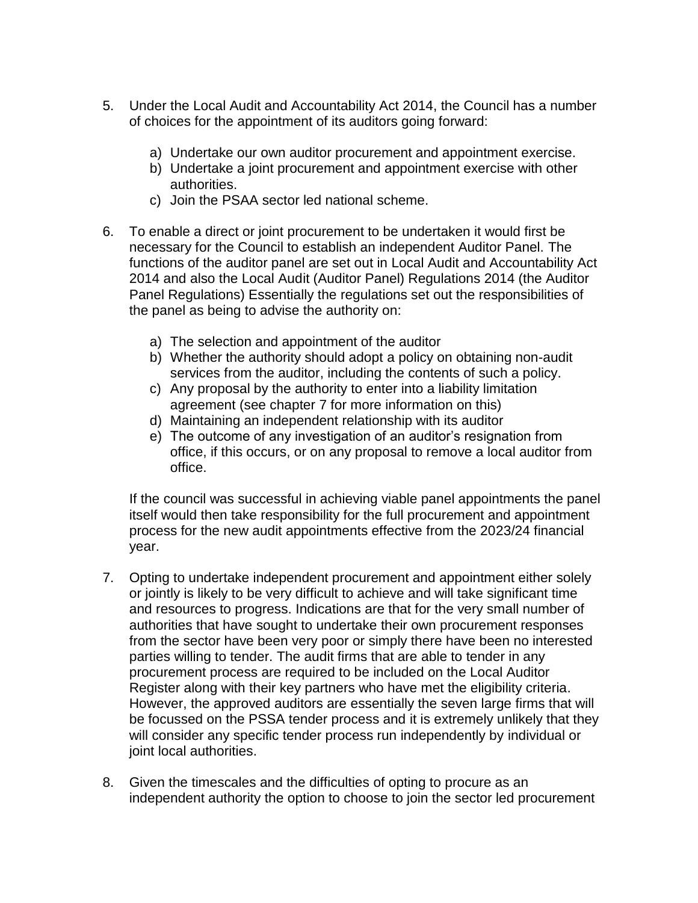5. Under the Local Audit and Accountability Act 2014, the Council has a number of choices for the appointment of its auditors going forward:

   a) Undertake our own auditor procurement and appointment exercise.
   b) Undertake a joint procurement and appointment exercise with other authorities.
   c) Join the PSAA sector led national scheme.

6. To enable a direct or joint procurement to be undertaken it would first be necessary for the Council to establish an independent Auditor Panel. The functions of the auditor panel are set out in Local Audit and Accountability Act 2014 and also the Local Audit (Auditor Panel) Regulations 2014 (the Auditor Panel Regulations) Essentially the regulations set out the responsibilities of the panel as being to advise the authority on:

   a) The selection and appointment of the auditor
   b) Whether the authority should adopt a policy on obtaining non-audit services from the auditor, including the contents of such a policy.
   c) Any proposal by the authority to enter into a liability limitation agreement (see chapter 7 for more information on this)
   d) Maintaining an independent relationship with its auditor
   e) The outcome of any investigation of an auditor's resignation from office, if this occurs, or on any proposal to remove a local auditor from office.

   If the council was successful in achieving viable panel appointments the panel itself would then take responsibility for the full procurement and appointment process for the new audit appointments effective from the 2023/24 financial year.

7. Opting to undertake independent procurement and appointment either solely or jointly is likely to be very difficult to achieve and will take significant time and resources to progress. Indications are that for the very small number of authorities that have sought to undertake their own procurement responses from the sector have been very poor or simply there have been no interested parties willing to tender. The audit firms that are able to tender in any procurement process are required to be included on the Local Auditor Register along with their key partners who have met the eligibility criteria. However, the approved auditors are essentially the seven large firms that will be focussed on the PSSA tender process and it is extremely unlikely that they will consider any specific tender process run independently by individual or joint local authorities.

8. Given the timescales and the difficulties of opting to procure as an independent authority the option to choose to join the sector led procurement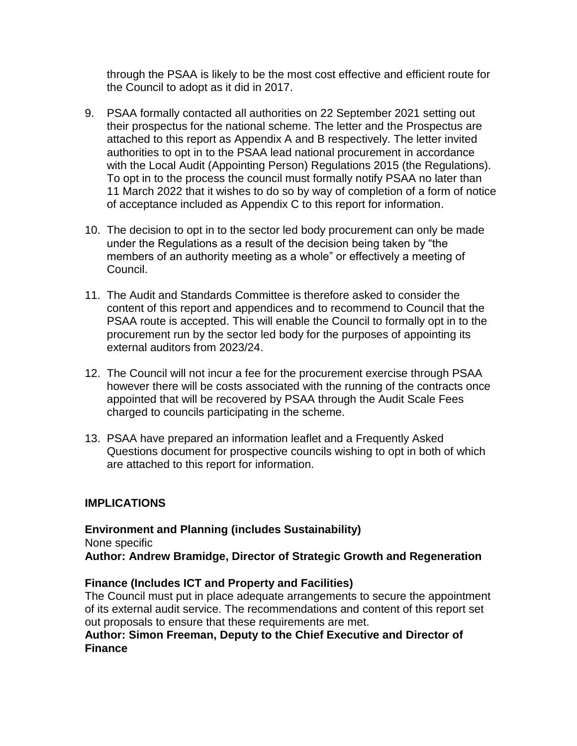through the PSAA is likely to be the most cost effective and efficient route for the Council to adopt as it did in 2017.

9. PSAA formally contacted all authorities on 22 September 2021 setting out their prospectus for the national scheme. The letter and the Prospectus are attached to this report as Appendix A and B respectively. The letter invited authorities to opt in to the PSAA lead national procurement in accordance with the Local Audit (Appointing Person) Regulations 2015 (the Regulations). To opt in to the process the council must formally notify PSAA no later than 11 March 2022 that it wishes to do so by way of completion of a form of notice of acceptance included as Appendix C to this report for information.

10. The decision to opt in to the sector led body procurement can only be made under the Regulations as a result of the decision being taken by "the members of an authority meeting as a whole" or effectively a meeting of Council.

11. The Audit and Standards Committee is therefore asked to consider the content of this report and appendices and to recommend to Council that the PSAA route is accepted. This will enable the Council to formally opt in to the procurement run by the sector led body for the purposes of appointing its external auditors from 2023/24.

12. The Council will not incur a fee for the procurement exercise through PSAA however there will be costs associated with the running of the contracts once appointed that will be recovered by PSAA through the Audit Scale Fees charged to councils participating in the scheme.

13. PSAA have prepared an information leaflet and a Frequently Asked Questions document for prospective councils wishing to opt in both of which are attached to this report for information.

## IMPLICATIONS

**Environment and Planning (includes Sustainability)**
None specific
**Author: Andrew Bramidge, Director of Strategic Growth and Regeneration**

**Finance (Includes ICT and Property and Facilities)**
The Council must put in place adequate arrangements to secure the appointment of its external audit service. The recommendations and content of this report set out proposals to ensure that these requirements are met.
**Author: Simon Freeman, Deputy to the Chief Executive and Director of Finance**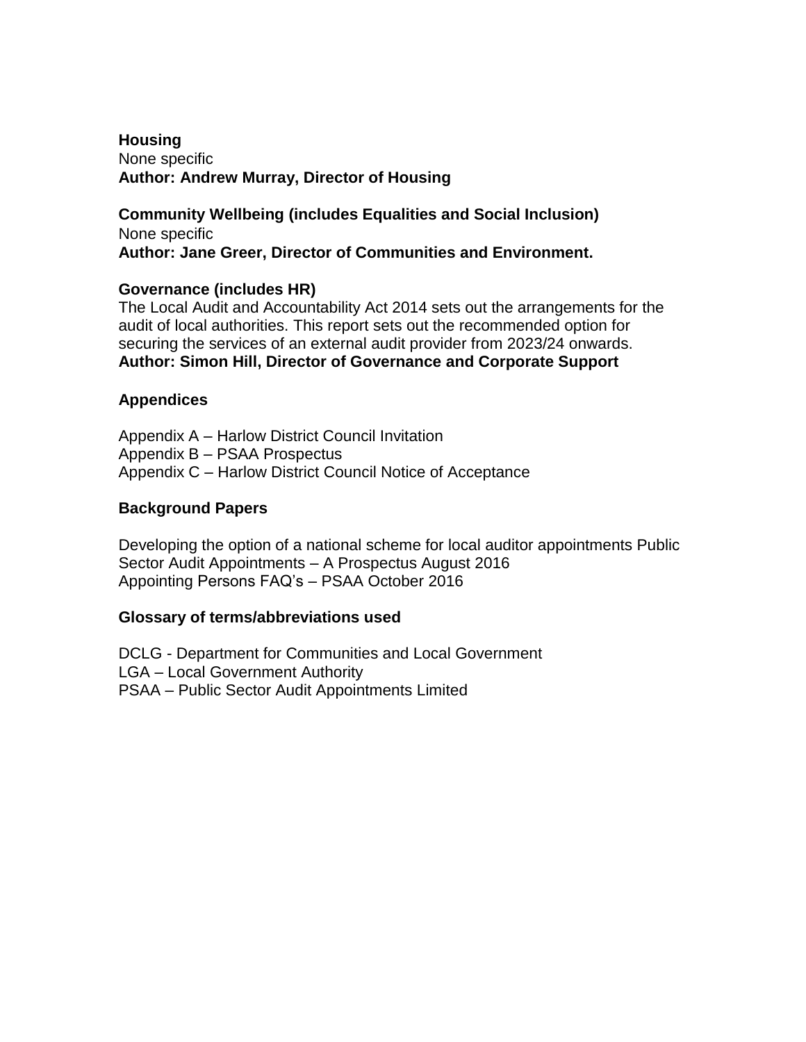**Housing**
None specific
**Author: Andrew Murray, Director of Housing**

**Community Wellbeing (includes Equalities and Social Inclusion)**
None specific
**Author: Jane Greer, Director of Communities and Environment.**

**Governance (includes HR)**
The Local Audit and Accountability Act 2014 sets out the arrangements for the audit of local authorities. This report sets out the recommended option for securing the services of an external audit provider from 2023/24 onwards.
**Author: Simon Hill, Director of Governance and Corporate Support**

**Appendices**

Appendix A – Harlow District Council Invitation
Appendix B – PSAA Prospectus
Appendix C – Harlow District Council Notice of Acceptance

**Background Papers**

Developing the option of a national scheme for local auditor appointments Public Sector Audit Appointments – A Prospectus August 2016
Appointing Persons FAQ's – PSAA October 2016

**Glossary of terms/abbreviations used**

DCLG - Department for Communities and Local Government
LGA – Local Government Authority
PSAA – Public Sector Audit Appointments Limited